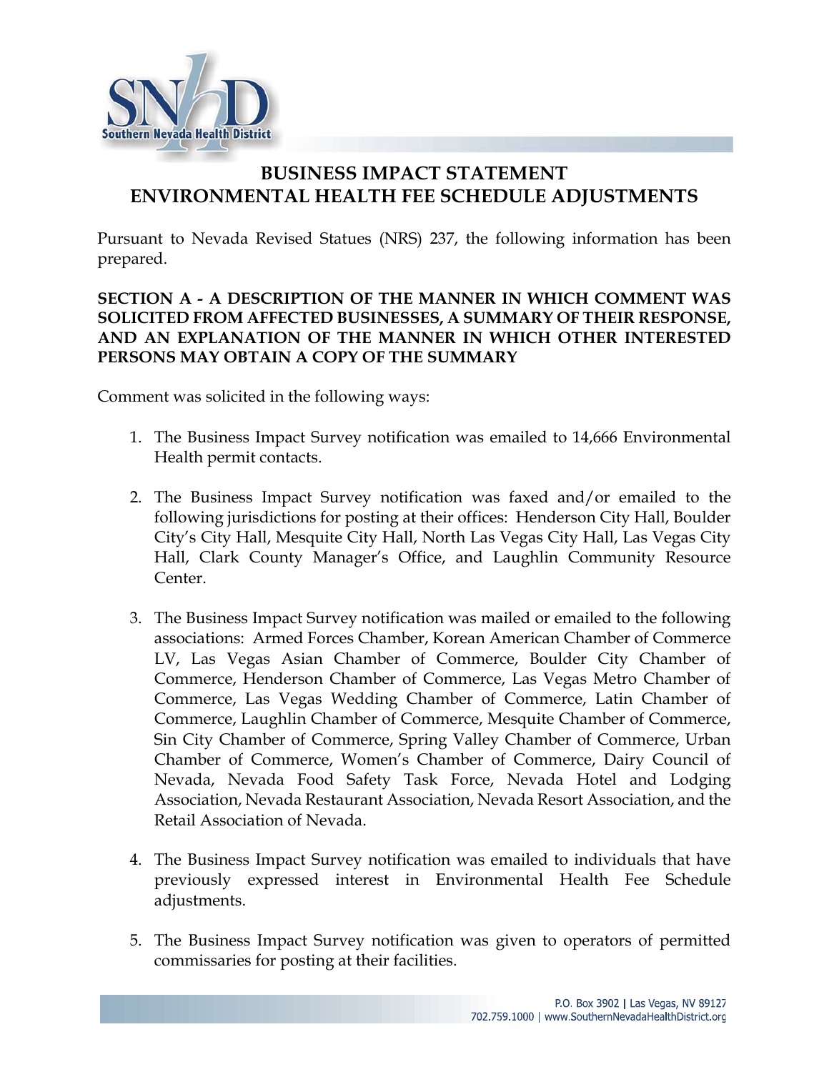# BUSINESS IMPACT STATEMENT
# ENVIRONMENTAL HEALTH FEE SCHEDULE ADJUSTMENTS

Pursuant to Nevada Revised Statues (NRS) 237, the following information has been prepared.

**SECTION A - A DESCRIPTION OF THE MANNER IN WHICH COMMENT WAS SOLICITED FROM AFFECTED BUSINESSES, A SUMMARY OF THEIR RESPONSE, AND AN EXPLANATION OF THE MANNER IN WHICH OTHER INTERESTED PERSONS MAY OBTAIN A COPY OF THE SUMMARY**

Comment was solicited in the following ways:

1. The Business Impact Survey notification was emailed to 14,666 Environmental Health permit contacts.

2. The Business Impact Survey notification was faxed and/or emailed to the following jurisdictions for posting at their offices: Henderson City Hall, Boulder City's City Hall, Mesquite City Hall, North Las Vegas City Hall, Las Vegas City Hall, Clark County Manager's Office, and Laughlin Community Resource Center.

3. The Business Impact Survey notification was mailed or emailed to the following associations: Armed Forces Chamber, Korean American Chamber of Commerce LV, Las Vegas Asian Chamber of Commerce, Boulder City Chamber of Commerce, Henderson Chamber of Commerce, Las Vegas Metro Chamber of Commerce, Las Vegas Wedding Chamber of Commerce, Latin Chamber of Commerce, Laughlin Chamber of Commerce, Mesquite Chamber of Commerce, Sin City Chamber of Commerce, Spring Valley Chamber of Commerce, Urban Chamber of Commerce, Women's Chamber of Commerce, Dairy Council of Nevada, Nevada Food Safety Task Force, Nevada Hotel and Lodging Association, Nevada Restaurant Association, Nevada Resort Association, and the Retail Association of Nevada.

4. The Business Impact Survey notification was emailed to individuals that have previously expressed interest in Environmental Health Fee Schedule adjustments.

5. The Business Impact Survey notification was given to operators of permitted commissaries for posting at their facilities.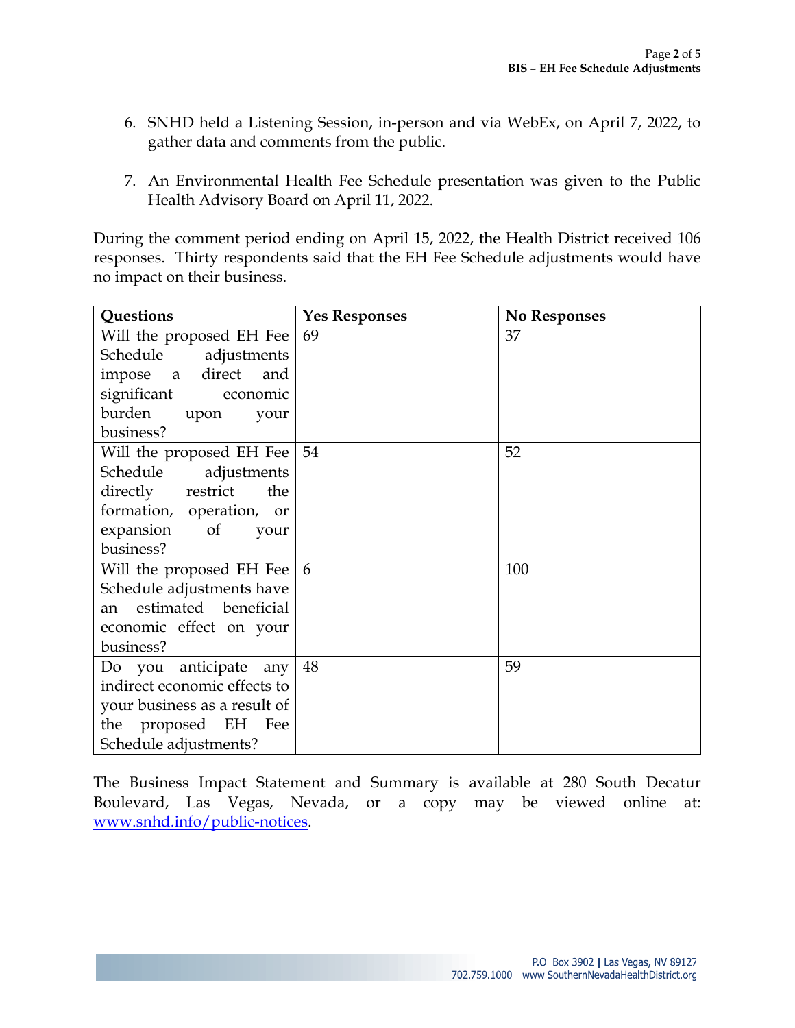6. SNHD held a Listening Session, in-person and via WebEx, on April 7, 2022, to gather data and comments from the public.

7. An Environmental Health Fee Schedule presentation was given to the Public Health Advisory Board on April 11, 2022.

During the comment period ending on April 15, 2022, the Health District received 106 responses. Thirty respondents said that the EH Fee Schedule adjustments would have no impact on their business.

| Questions | Yes Responses | No Responses |
|---|---|---|
| Will the proposed EH Fee Schedule adjustments impose a direct and significant economic burden upon your business? | 69 | 37 |
| Will the proposed EH Fee Schedule adjustments directly restrict the formation, operation, or expansion of your business? | 54 | 52 |
| Will the proposed EH Fee Schedule adjustments have an estimated beneficial economic effect on your business? | 6 | 100 |
| Do you anticipate any indirect economic effects to your business as a result of the proposed EH Fee Schedule adjustments? | 48 | 59 |

The Business Impact Statement and Summary is available at 280 South Decatur Boulevard, Las Vegas, Nevada, or a copy may be viewed online at: www.snhd.info/public-notices.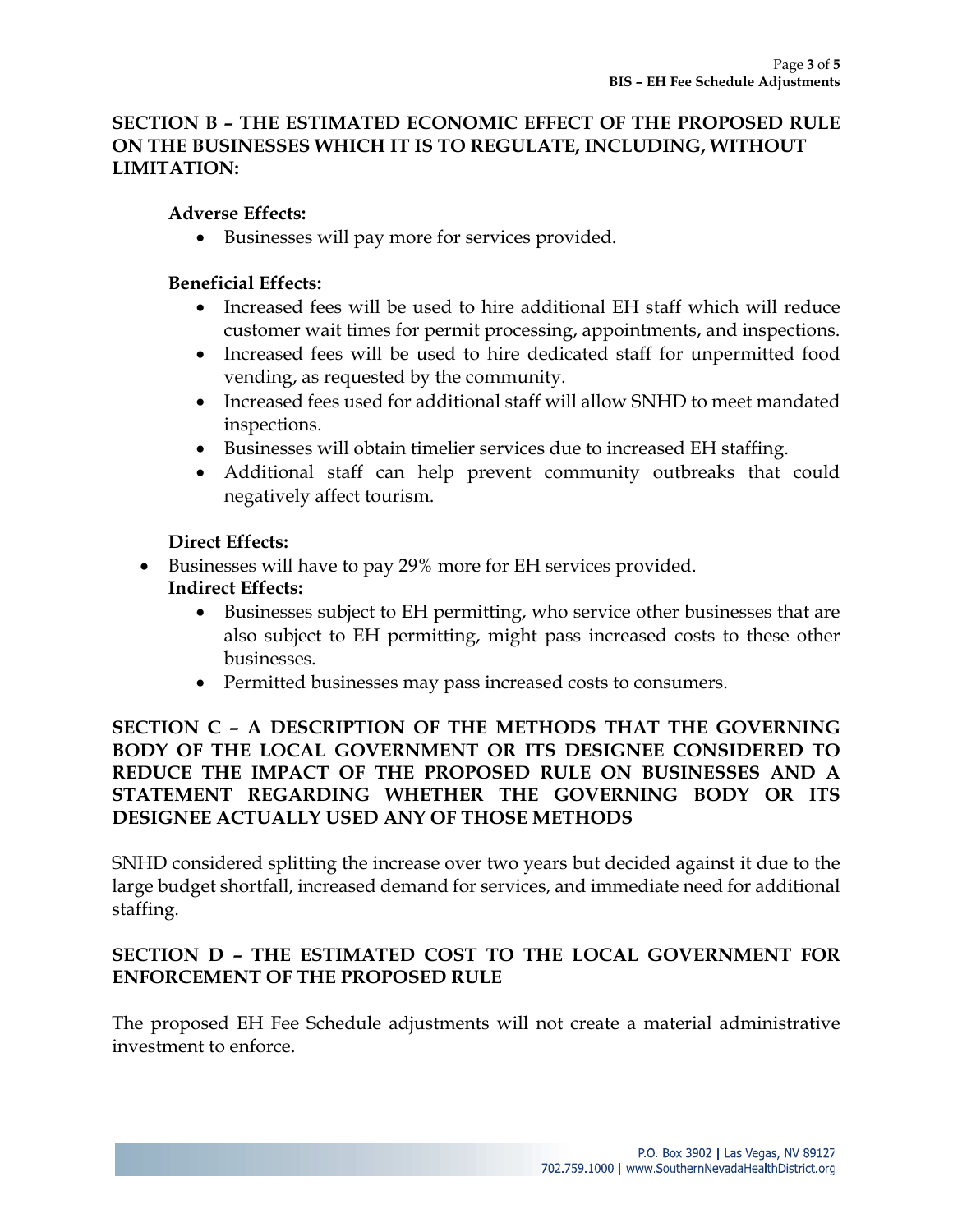## SECTION B – THE ESTIMATED ECONOMIC EFFECT OF THE PROPOSED RULE ON THE BUSINESSES WHICH IT IS TO REGULATE, INCLUDING, WITHOUT LIMITATION:

**Adverse Effects:**

- Businesses will pay more for services provided.

**Beneficial Effects:**

- Increased fees will be used to hire additional EH staff which will reduce customer wait times for permit processing, appointments, and inspections.
- Increased fees will be used to hire dedicated staff for unpermitted food vending, as requested by the community.
- Increased fees used for additional staff will allow SNHD to meet mandated inspections.
- Businesses will obtain timelier services due to increased EH staffing.
- Additional staff can help prevent community outbreaks that could negatively affect tourism.

**Direct Effects:**

- Businesses will have to pay 29% more for EH services provided.

**Indirect Effects:**

- Businesses subject to EH permitting, who service other businesses that are also subject to EH permitting, might pass increased costs to these other businesses.
- Permitted businesses may pass increased costs to consumers.

## SECTION C – A DESCRIPTION OF THE METHODS THAT THE GOVERNING BODY OF THE LOCAL GOVERNMENT OR ITS DESIGNEE CONSIDERED TO REDUCE THE IMPACT OF THE PROPOSED RULE ON BUSINESSES AND A STATEMENT REGARDING WHETHER THE GOVERNING BODY OR ITS DESIGNEE ACTUALLY USED ANY OF THOSE METHODS

SNHD considered splitting the increase over two years but decided against it due to the large budget shortfall, increased demand for services, and immediate need for additional staffing.

## SECTION D – THE ESTIMATED COST TO THE LOCAL GOVERNMENT FOR ENFORCEMENT OF THE PROPOSED RULE

The proposed EH Fee Schedule adjustments will not create a material administrative investment to enforce.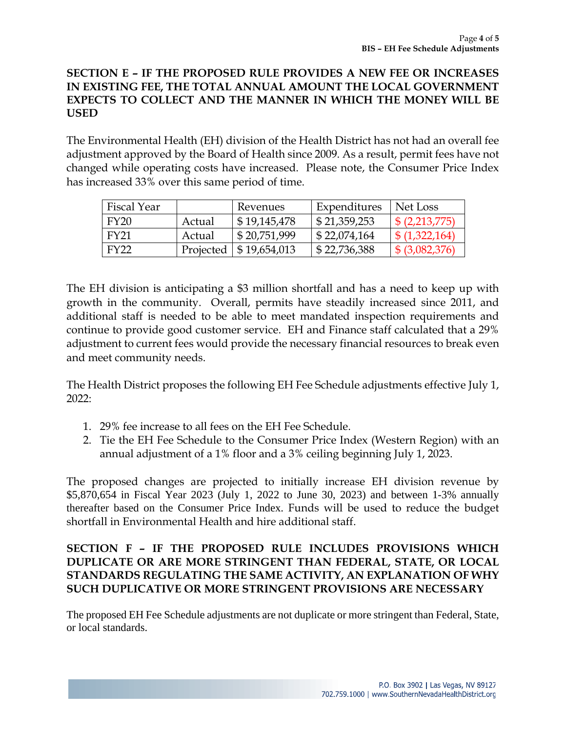## SECTION E – IF THE PROPOSED RULE PROVIDES A NEW FEE OR INCREASES IN EXISTING FEE, THE TOTAL ANNUAL AMOUNT THE LOCAL GOVERNMENT EXPECTS TO COLLECT AND THE MANNER IN WHICH THE MONEY WILL BE USED

The Environmental Health (EH) division of the Health District has not had an overall fee adjustment approved by the Board of Health since 2009. As a result, permit fees have not changed while operating costs have increased. Please note, the Consumer Price Index has increased 33% over this same period of time.

| Fiscal Year | | Revenues | Expenditures | Net Loss |
|---|---|---|---|---|
| FY20 | Actual | $ 19,145,478 | $ 21,359,253 | $ (2,213,775) |
| FY21 | Actual | $ 20,751,999 | $ 22,074,164 | $ (1,322,164) |
| FY22 | Projected | $ 19,654,013 | $ 22,736,388 | $ (3,082,376) |

The EH division is anticipating a $3 million shortfall and has a need to keep up with growth in the community. Overall, permits have steadily increased since 2011, and additional staff is needed to be able to meet mandated inspection requirements and continue to provide good customer service. EH and Finance staff calculated that a 29% adjustment to current fees would provide the necessary financial resources to break even and meet community needs.

The Health District proposes the following EH Fee Schedule adjustments effective July 1, 2022:

1. 29% fee increase to all fees on the EH Fee Schedule.
2. Tie the EH Fee Schedule to the Consumer Price Index (Western Region) with an annual adjustment of a 1% floor and a 3% ceiling beginning July 1, 2023.

The proposed changes are projected to initially increase EH division revenue by $5,870,654 in Fiscal Year 2023 (July 1, 2022 to June 30, 2023) and between 1-3% annually thereafter based on the Consumer Price Index. Funds will be used to reduce the budget shortfall in Environmental Health and hire additional staff.

## SECTION F – IF THE PROPOSED RULE INCLUDES PROVISIONS WHICH DUPLICATE OR ARE MORE STRINGENT THAN FEDERAL, STATE, OR LOCAL STANDARDS REGULATING THE SAME ACTIVITY, AN EXPLANATION OF WHY SUCH DUPLICATIVE OR MORE STRINGENT PROVISIONS ARE NECESSARY

The proposed EH Fee Schedule adjustments are not duplicate or more stringent than Federal, State, or local standards.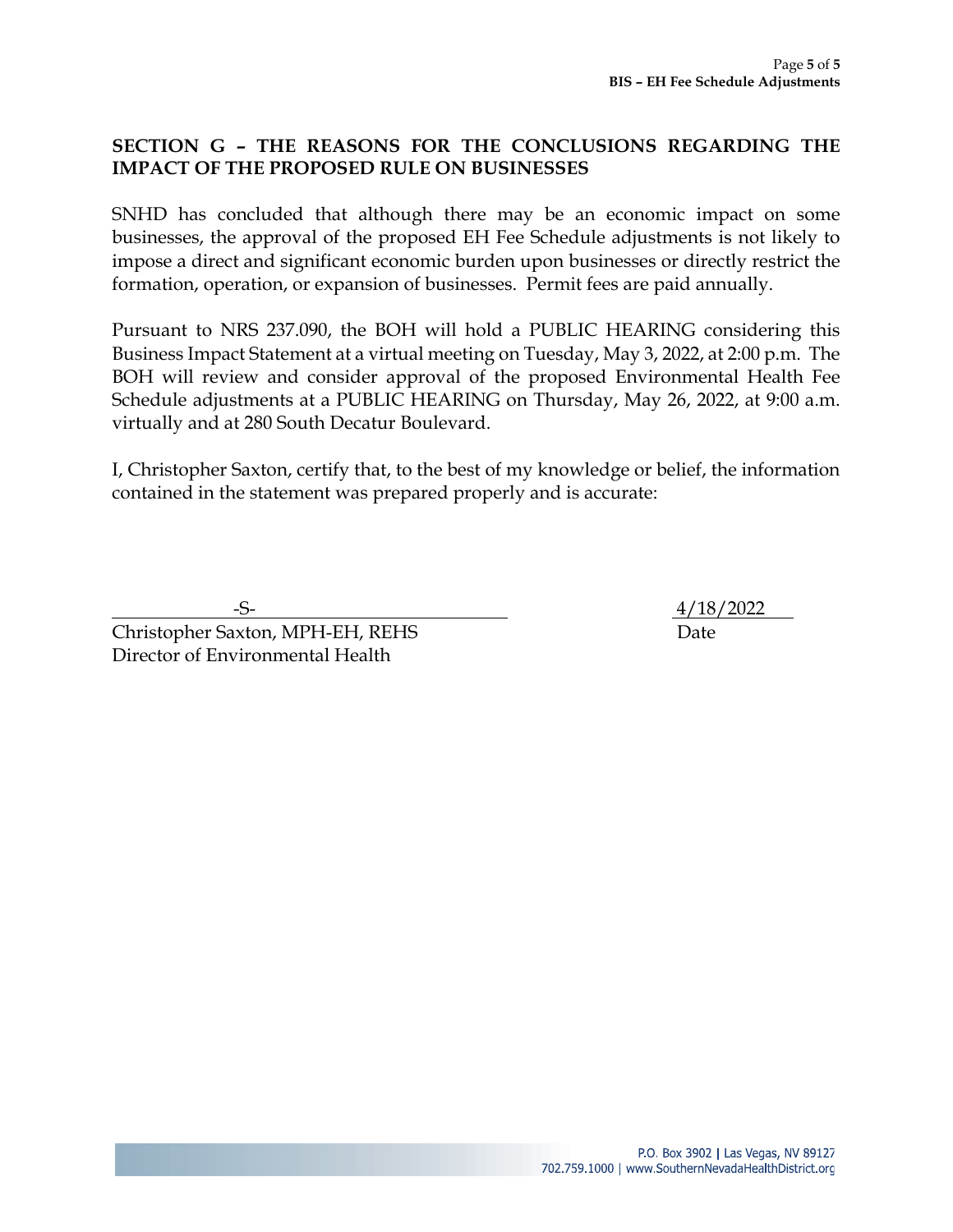## SECTION G – THE REASONS FOR THE CONCLUSIONS REGARDING THE IMPACT OF THE PROPOSED RULE ON BUSINESSES

SNHD has concluded that although there may be an economic impact on some businesses, the approval of the proposed EH Fee Schedule adjustments is not likely to impose a direct and significant economic burden upon businesses or directly restrict the formation, operation, or expansion of businesses. Permit fees are paid annually.

Pursuant to NRS 237.090, the BOH will hold a PUBLIC HEARING considering this Business Impact Statement at a virtual meeting on Tuesday, May 3, 2022, at 2:00 p.m. The BOH will review and consider approval of the proposed Environmental Health Fee Schedule adjustments at a PUBLIC HEARING on Thursday, May 26, 2022, at 9:00 a.m. virtually and at 280 South Decatur Boulevard.

I, Christopher Saxton, certify that, to the best of my knowledge or belief, the information contained in the statement was prepared properly and is accurate:

-S-
Christopher Saxton, MPH-EH, REHS
Director of Environmental Health

4/18/2022
Date

P.O. Box 3902 | Las Vegas, NV 89127
702.759.1000 | www.SouthernNevadaHealthDistrict.org